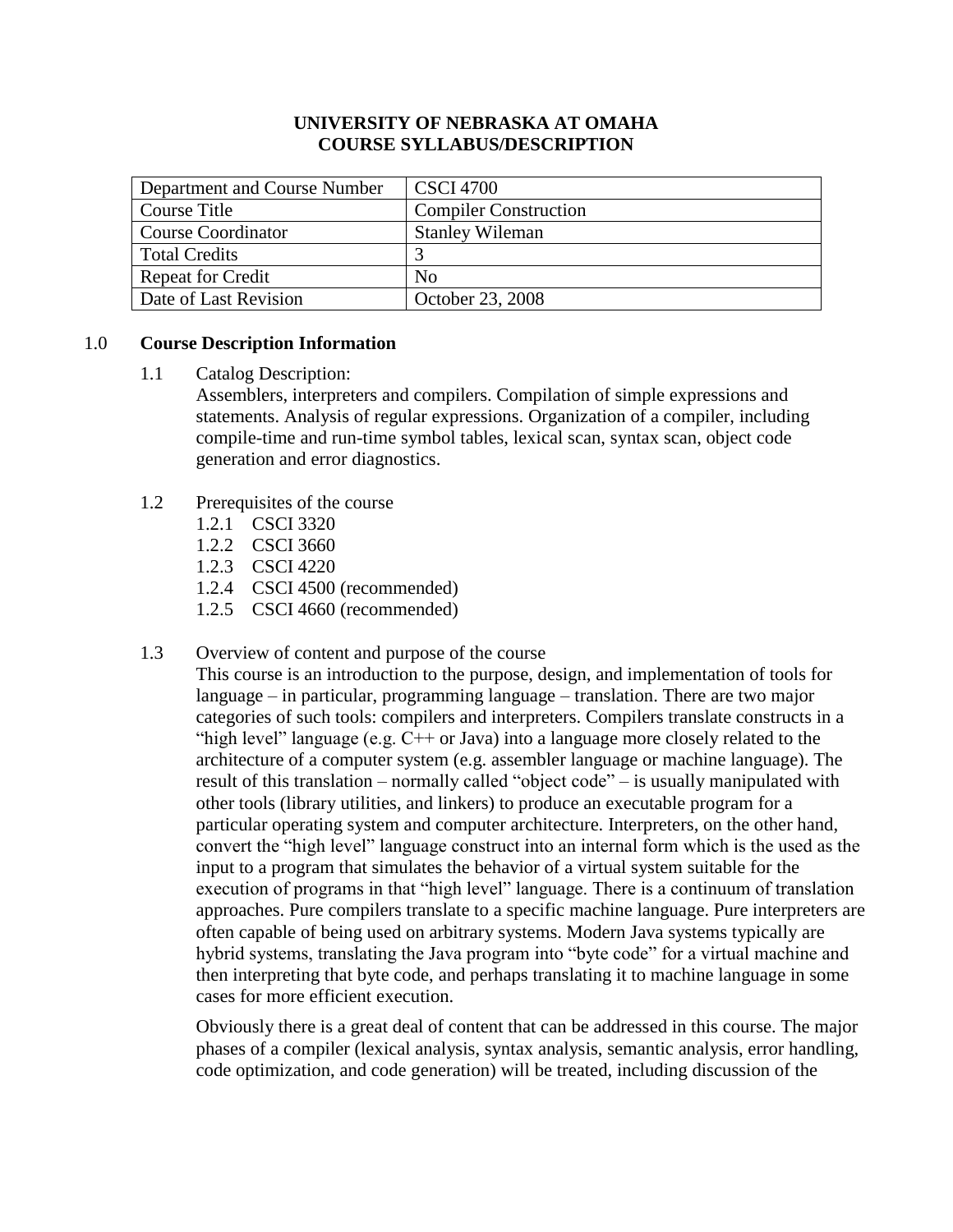# UNIVERSITY OF NEBRASKA AT OMAHA
# COURSE SYLLABUS/DESCRIPTION

| Department and Course Number | CSCI 4700 |
|---|---|
| Course Title | Compiler Construction |
| Course Coordinator | Stanley Wileman |
| Total Credits | 3 |
| Repeat for Credit | No |
| Date of Last Revision | October 23, 2008 |

## 1.0 Course Description Information

### 1.1 Catalog Description:

Assemblers, interpreters and compilers. Compilation of simple expressions and statements. Analysis of regular expressions. Organization of a compiler, including compile-time and run-time symbol tables, lexical scan, syntax scan, object code generation and error diagnostics.

### 1.2 Prerequisites of the course

- 1.2.1 CSCI 3320
- 1.2.2 CSCI 3660
- 1.2.3 CSCI 4220
- 1.2.4 CSCI 4500 (recommended)
- 1.2.5 CSCI 4660 (recommended)

### 1.3 Overview of content and purpose of the course

This course is an introduction to the purpose, design, and implementation of tools for language – in particular, programming language – translation. There are two major categories of such tools: compilers and interpreters. Compilers translate constructs in a "high level" language (e.g. C++ or Java) into a language more closely related to the architecture of a computer system (e.g. assembler language or machine language). The result of this translation – normally called "object code" – is usually manipulated with other tools (library utilities, and linkers) to produce an executable program for a particular operating system and computer architecture. Interpreters, on the other hand, convert the "high level" language construct into an internal form which is the used as the input to a program that simulates the behavior of a virtual system suitable for the execution of programs in that "high level" language. There is a continuum of translation approaches. Pure compilers translate to a specific machine language. Pure interpreters are often capable of being used on arbitrary systems. Modern Java systems typically are hybrid systems, translating the Java program into "byte code" for a virtual machine and then interpreting that byte code, and perhaps translating it to machine language in some cases for more efficient execution.

Obviously there is a great deal of content that can be addressed in this course. The major phases of a compiler (lexical analysis, syntax analysis, semantic analysis, error handling, code optimization, and code generation) will be treated, including discussion of the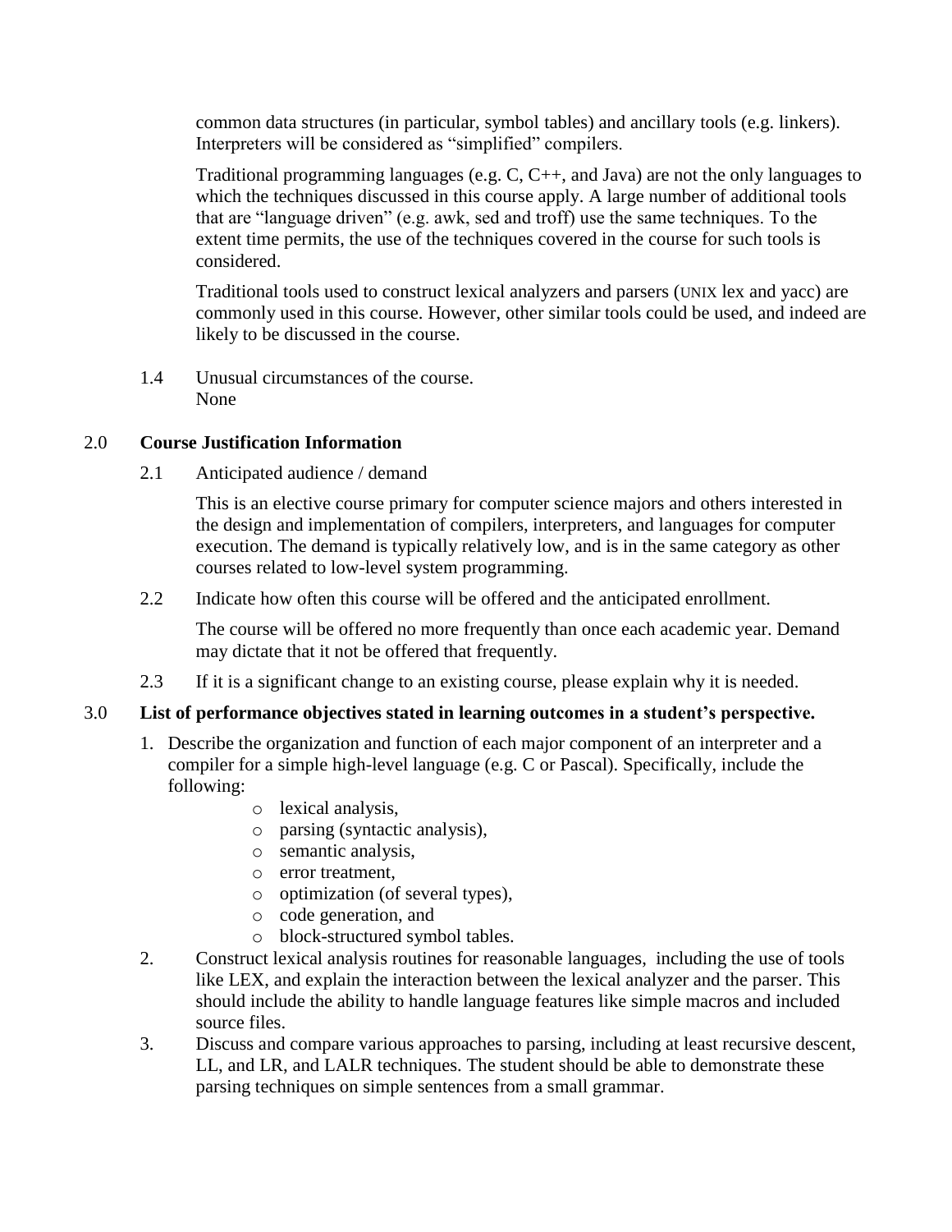common data structures (in particular, symbol tables) and ancillary tools (e.g. linkers). Interpreters will be considered as "simplified" compilers.

Traditional programming languages (e.g. C, C++, and Java) are not the only languages to which the techniques discussed in this course apply. A large number of additional tools that are "language driven" (e.g. awk, sed and troff) use the same techniques. To the extent time permits, the use of the techniques covered in the course for such tools is considered.

Traditional tools used to construct lexical analyzers and parsers (UNIX lex and yacc) are commonly used in this course. However, other similar tools could be used, and indeed are likely to be discussed in the course.

1.4 Unusual circumstances of the course.
None

## 2.0 Course Justification Information

2.1 Anticipated audience / demand

This is an elective course primary for computer science majors and others interested in the design and implementation of compilers, interpreters, and languages for computer execution. The demand is typically relatively low, and is in the same category as other courses related to low-level system programming.

2.2 Indicate how often this course will be offered and the anticipated enrollment.

The course will be offered no more frequently than once each academic year. Demand may dictate that it not be offered that frequently.

2.3 If it is a significant change to an existing course, please explain why it is needed.

## 3.0 List of performance objectives stated in learning outcomes in a student's perspective.

1. Describe the organization and function of each major component of an interpreter and a compiler for a simple high-level language (e.g. C or Pascal). Specifically, include the following:
   - lexical analysis,
   - parsing (syntactic analysis),
   - semantic analysis,
   - error treatment,
   - optimization (of several types),
   - code generation, and
   - block-structured symbol tables.
2. Construct lexical analysis routines for reasonable languages, including the use of tools like LEX, and explain the interaction between the lexical analyzer and the parser. This should include the ability to handle language features like simple macros and included source files.
3. Discuss and compare various approaches to parsing, including at least recursive descent, LL, and LR, and LALR techniques. The student should be able to demonstrate these parsing techniques on simple sentences from a small grammar.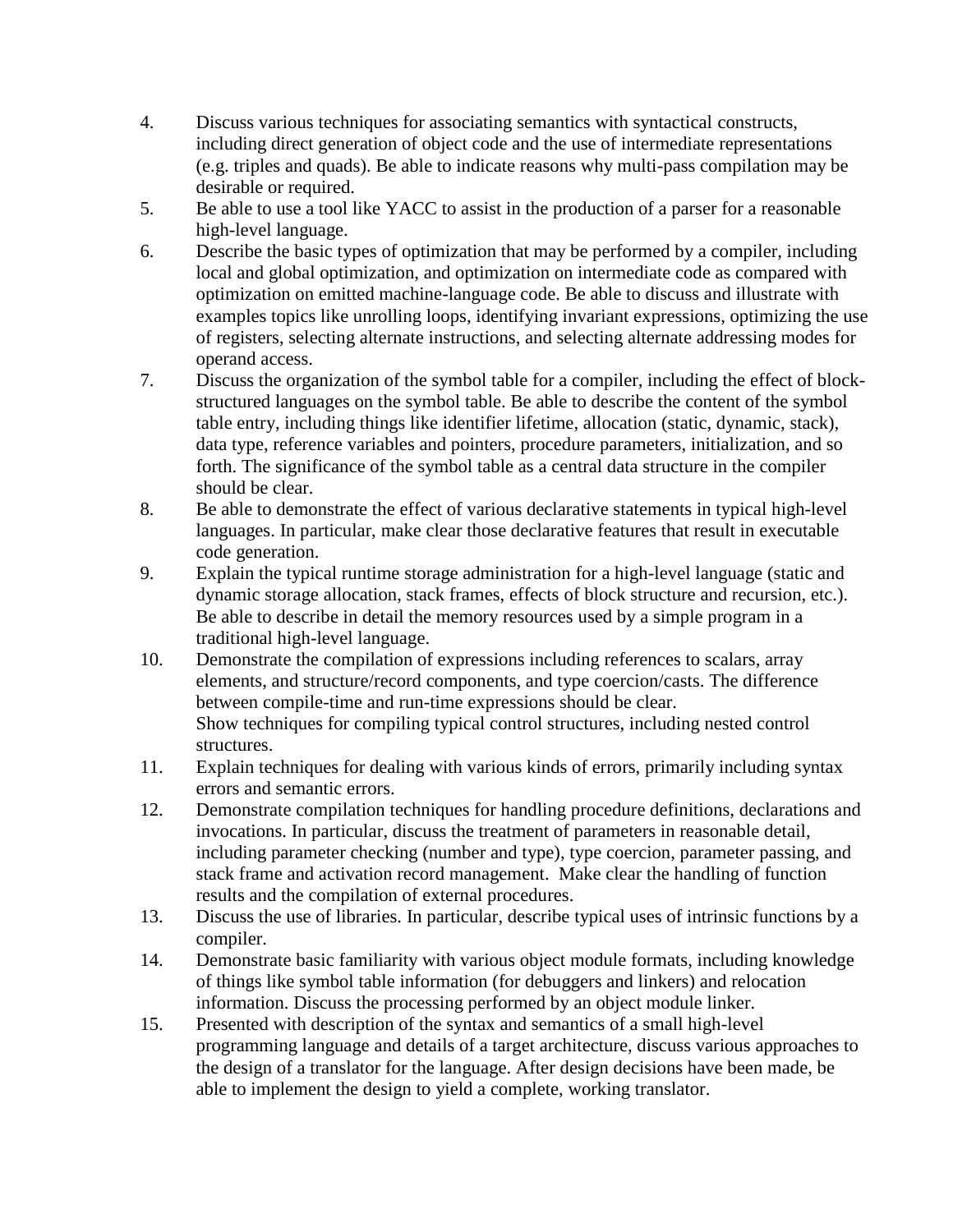4. Discuss various techniques for associating semantics with syntactical constructs, including direct generation of object code and the use of intermediate representations (e.g. triples and quads). Be able to indicate reasons why multi-pass compilation may be desirable or required.
5. Be able to use a tool like YACC to assist in the production of a parser for a reasonable high-level language.
6. Describe the basic types of optimization that may be performed by a compiler, including local and global optimization, and optimization on intermediate code as compared with optimization on emitted machine-language code. Be able to discuss and illustrate with examples topics like unrolling loops, identifying invariant expressions, optimizing the use of registers, selecting alternate instructions, and selecting alternate addressing modes for operand access.
7. Discuss the organization of the symbol table for a compiler, including the effect of block-structured languages on the symbol table. Be able to describe the content of the symbol table entry, including things like identifier lifetime, allocation (static, dynamic, stack), data type, reference variables and pointers, procedure parameters, initialization, and so forth. The significance of the symbol table as a central data structure in the compiler should be clear.
8. Be able to demonstrate the effect of various declarative statements in typical high-level languages. In particular, make clear those declarative features that result in executable code generation.
9. Explain the typical runtime storage administration for a high-level language (static and dynamic storage allocation, stack frames, effects of block structure and recursion, etc.). Be able to describe in detail the memory resources used by a simple program in a traditional high-level language.
10. Demonstrate the compilation of expressions including references to scalars, array elements, and structure/record components, and type coercion/casts. The difference between compile-time and run-time expressions should be clear.
    Show techniques for compiling typical control structures, including nested control structures.
11. Explain techniques for dealing with various kinds of errors, primarily including syntax errors and semantic errors.
12. Demonstrate compilation techniques for handling procedure definitions, declarations and invocations. In particular, discuss the treatment of parameters in reasonable detail, including parameter checking (number and type), type coercion, parameter passing, and stack frame and activation record management. Make clear the handling of function results and the compilation of external procedures.
13. Discuss the use of libraries. In particular, describe typical uses of intrinsic functions by a compiler.
14. Demonstrate basic familiarity with various object module formats, including knowledge of things like symbol table information (for debuggers and linkers) and relocation information. Discuss the processing performed by an object module linker.
15. Presented with description of the syntax and semantics of a small high-level programming language and details of a target architecture, discuss various approaches to the design of a translator for the language. After design decisions have been made, be able to implement the design to yield a complete, working translator.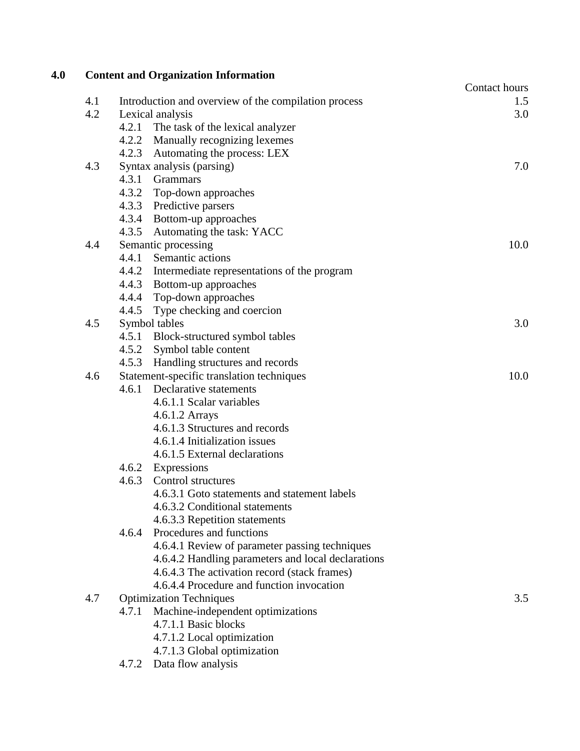## 4.0 Content and Organization Information

| | | Contact hours |
|---|---|---|
| 4.1 | Introduction and overview of the compilation process | 1.5 |
| 4.2 | Lexical analysis | 3.0 |
| | 4.2.1 The task of the lexical analyzer | |
| | 4.2.2 Manually recognizing lexemes | |
| | 4.2.3 Automating the process: LEX | |
| 4.3 | Syntax analysis (parsing) | 7.0 |
| | 4.3.1 Grammars | |
| | 4.3.2 Top-down approaches | |
| | 4.3.3 Predictive parsers | |
| | 4.3.4 Bottom-up approaches | |
| | 4.3.5 Automating the task: YACC | |
| 4.4 | Semantic processing | 10.0 |
| | 4.4.1 Semantic actions | |
| | 4.4.2 Intermediate representations of the program | |
| | 4.4.3 Bottom-up approaches | |
| | 4.4.4 Top-down approaches | |
| | 4.4.5 Type checking and coercion | |
| 4.5 | Symbol tables | 3.0 |
| | 4.5.1 Block-structured symbol tables | |
| | 4.5.2 Symbol table content | |
| | 4.5.3 Handling structures and records | |
| 4.6 | Statement-specific translation techniques | 10.0 |
| | 4.6.1 Declarative statements | |
| | 4.6.1.1 Scalar variables | |
| | 4.6.1.2 Arrays | |
| | 4.6.1.3 Structures and records | |
| | 4.6.1.4 Initialization issues | |
| | 4.6.1.5 External declarations | |
| | 4.6.2 Expressions | |
| | 4.6.3 Control structures | |
| | 4.6.3.1 Goto statements and statement labels | |
| | 4.6.3.2 Conditional statements | |
| | 4.6.3.3 Repetition statements | |
| | 4.6.4 Procedures and functions | |
| | 4.6.4.1 Review of parameter passing techniques | |
| | 4.6.4.2 Handling parameters and local declarations | |
| | 4.6.4.3 The activation record (stack frames) | |
| | 4.6.4.4 Procedure and function invocation | |
| 4.7 | Optimization Techniques | 3.5 |
| | 4.7.1 Machine-independent optimizations | |
| | 4.7.1.1 Basic blocks | |
| | 4.7.1.2 Local optimization | |
| | 4.7.1.3 Global optimization | |
| | 4.7.2 Data flow analysis | |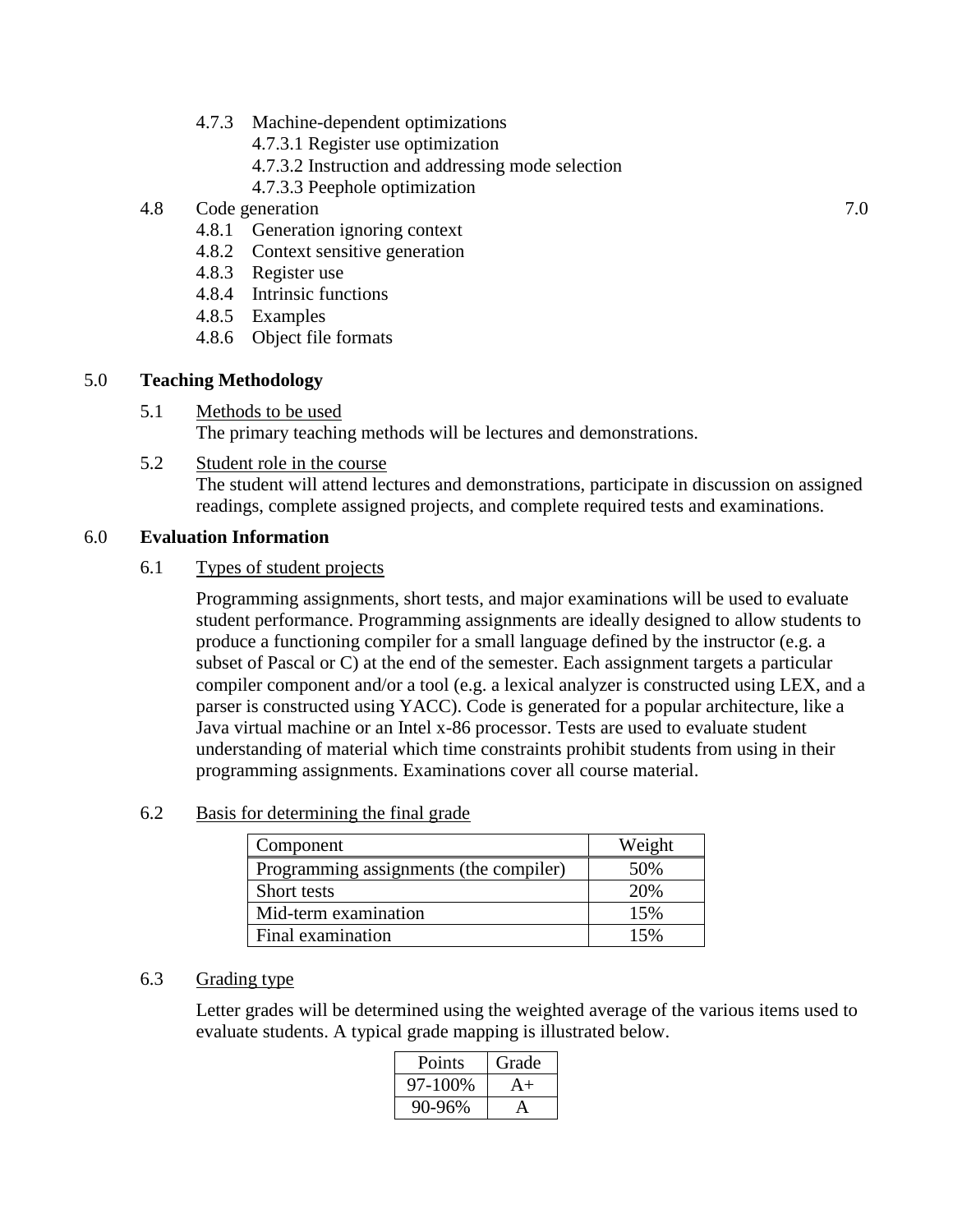- 4.7.3 Machine-dependent optimizations
  - 4.7.3.1 Register use optimization
  - 4.7.3.2 Instruction and addressing mode selection
  - 4.7.3.3 Peephole optimization

4.8 Code generation 7.0

- 4.8.1 Generation ignoring context
- 4.8.2 Context sensitive generation
- 4.8.3 Register use
- 4.8.4 Intrinsic functions
- 4.8.5 Examples
- 4.8.6 Object file formats

## 5.0 Teaching Methodology

5.1 Methods to be used

The primary teaching methods will be lectures and demonstrations.

5.2 Student role in the course

The student will attend lectures and demonstrations, participate in discussion on assigned readings, complete assigned projects, and complete required tests and examinations.

## 6.0 Evaluation Information

6.1 Types of student projects

Programming assignments, short tests, and major examinations will be used to evaluate student performance. Programming assignments are ideally designed to allow students to produce a functioning compiler for a small language defined by the instructor (e.g. a subset of Pascal or C) at the end of the semester. Each assignment targets a particular compiler component and/or a tool (e.g. a lexical analyzer is constructed using LEX, and a parser is constructed using YACC). Code is generated for a popular architecture, like a Java virtual machine or an Intel x-86 processor. Tests are used to evaluate student understanding of material which time constraints prohibit students from using in their programming assignments. Examinations cover all course material.

6.2 Basis for determining the final grade

| Component | Weight |
|---|---|
| Programming assignments (the compiler) | 50% |
| Short tests | 20% |
| Mid-term examination | 15% |
| Final examination | 15% |

6.3 Grading type

Letter grades will be determined using the weighted average of the various items used to evaluate students. A typical grade mapping is illustrated below.

| Points | Grade |
|---|---|
| 97-100% | A+ |
| 90-96% | A |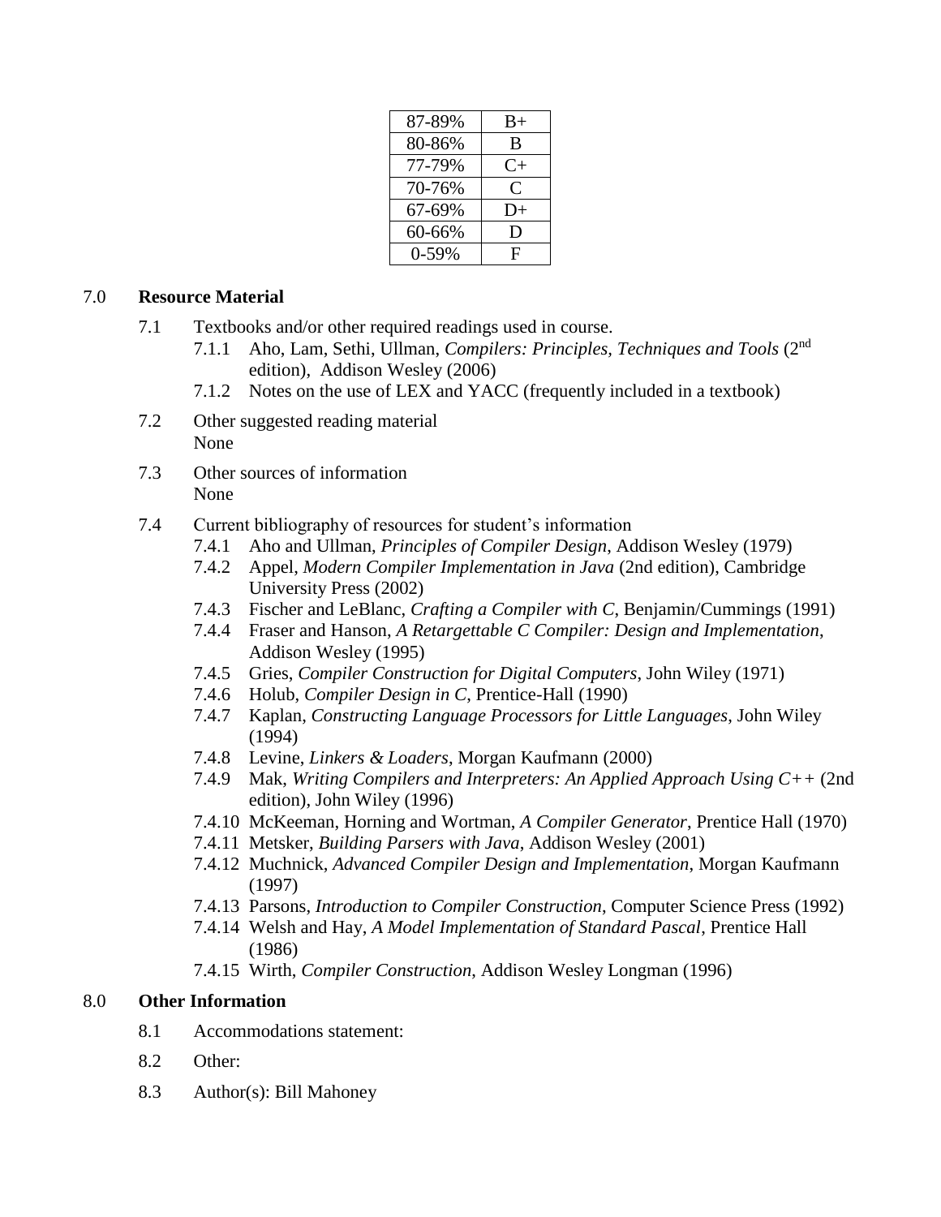| 87-89% | B+ |
|---|---|
| 80-86% | B |
| 77-79% | C+ |
| 70-76% | C |
| 67-69% | D+ |
| 60-66% | D |
| 0-59% | F |

## 7.0 Resource Material

7.1 Textbooks and/or other required readings used in course.

- 7.1.1 Aho, Lam, Sethi, Ullman, *Compilers: Principles, Techniques and Tools* (2nd edition), Addison Wesley (2006)
- 7.1.2 Notes on the use of LEX and YACC (frequently included in a textbook)

7.2 Other suggested reading material
None

7.3 Other sources of information
None

7.4 Current bibliography of resources for student's information

- 7.4.1 Aho and Ullman, *Principles of Compiler Design*, Addison Wesley (1979)
- 7.4.2 Appel, *Modern Compiler Implementation in Java* (2nd edition), Cambridge University Press (2002)
- 7.4.3 Fischer and LeBlanc, *Crafting a Compiler with C*, Benjamin/Cummings (1991)
- 7.4.4 Fraser and Hanson, *A Retargettable C Compiler: Design and Implementation*, Addison Wesley (1995)
- 7.4.5 Gries, *Compiler Construction for Digital Computers*, John Wiley (1971)
- 7.4.6 Holub, *Compiler Design in C*, Prentice-Hall (1990)
- 7.4.7 Kaplan, *Constructing Language Processors for Little Languages*, John Wiley (1994)
- 7.4.8 Levine, *Linkers & Loaders*, Morgan Kaufmann (2000)
- 7.4.9 Mak, *Writing Compilers and Interpreters: An Applied Approach Using C++* (2nd edition), John Wiley (1996)
- 7.4.10 McKeeman, Horning and Wortman, *A Compiler Generator*, Prentice Hall (1970)
- 7.4.11 Metsker, *Building Parsers with Java*, Addison Wesley (2001)
- 7.4.12 Muchnick, *Advanced Compiler Design and Implementation*, Morgan Kaufmann (1997)
- 7.4.13 Parsons, *Introduction to Compiler Construction*, Computer Science Press (1992)
- 7.4.14 Welsh and Hay, *A Model Implementation of Standard Pascal*, Prentice Hall (1986)
- 7.4.15 Wirth, *Compiler Construction*, Addison Wesley Longman (1996)

## 8.0 Other Information

8.1 Accommodations statement:

8.2 Other:

8.3 Author(s): Bill Mahoney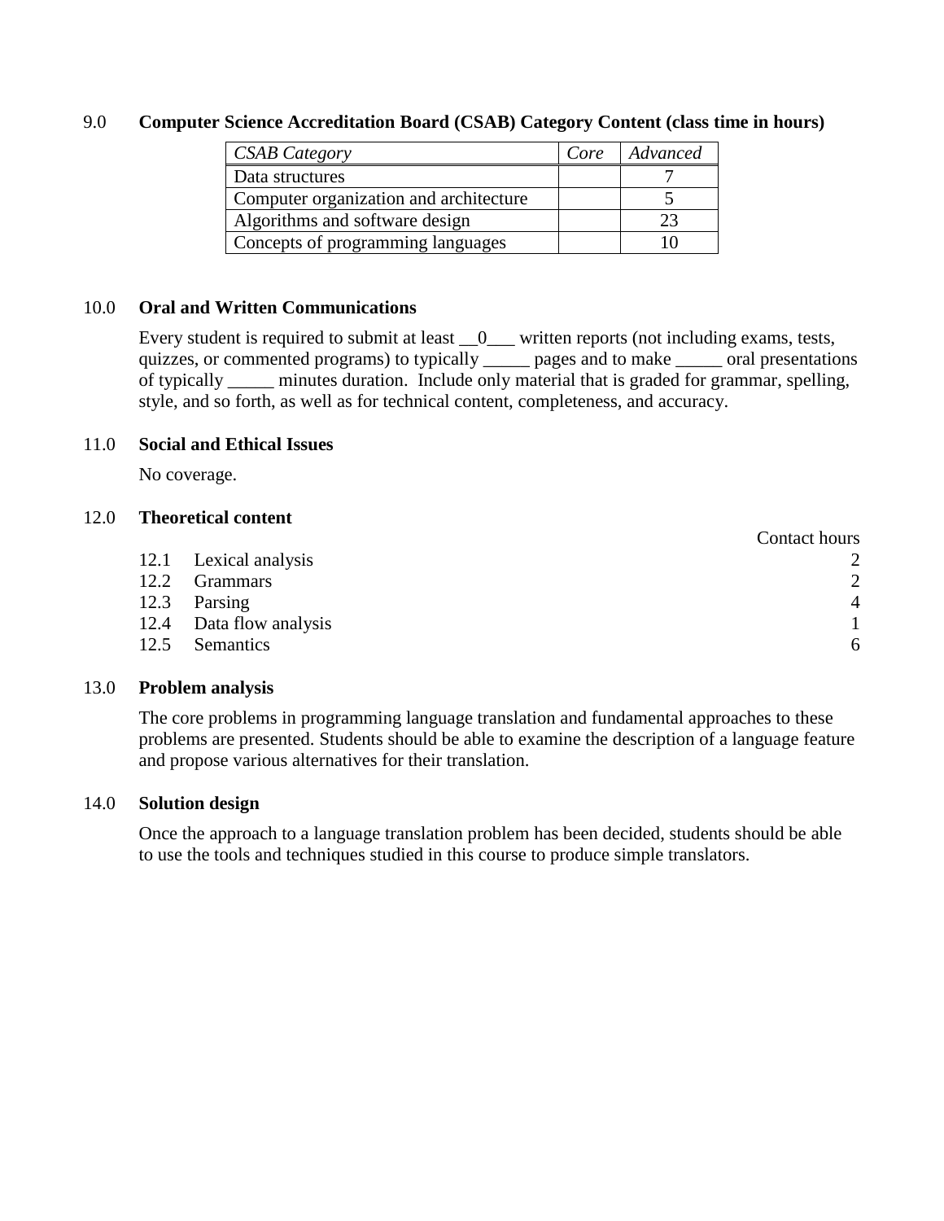## 9.0 Computer Science Accreditation Board (CSAB) Category Content (class time in hours)

| *CSAB Category* | *Core* | *Advanced* |
|---|---|---|
| Data structures | | 7 |
| Computer organization and architecture | | 5 |
| Algorithms and software design | | 23 |
| Concepts of programming languages | | 10 |

## 10.0 Oral and Written Communications

Every student is required to submit at least __0___ written reports (not including exams, tests, quizzes, or commented programs) to typically _____ pages and to make _____ oral presentations of typically _____ minutes duration. Include only material that is graded for grammar, spelling, style, and so forth, as well as for technical content, completeness, and accuracy.

## 11.0 Social and Ethical Issues

No coverage.

## 12.0 Theoretical content

| | | Contact hours |
|---|---|---|
| 12.1 | Lexical analysis | 2 |
| 12.2 | Grammars | 2 |
| 12.3 | Parsing | 4 |
| 12.4 | Data flow analysis | 1 |
| 12.5 | Semantics | 6 |

## 13.0 Problem analysis

The core problems in programming language translation and fundamental approaches to these problems are presented. Students should be able to examine the description of a language feature and propose various alternatives for their translation.

## 14.0 Solution design

Once the approach to a language translation problem has been decided, students should be able to use the tools and techniques studied in this course to produce simple translators.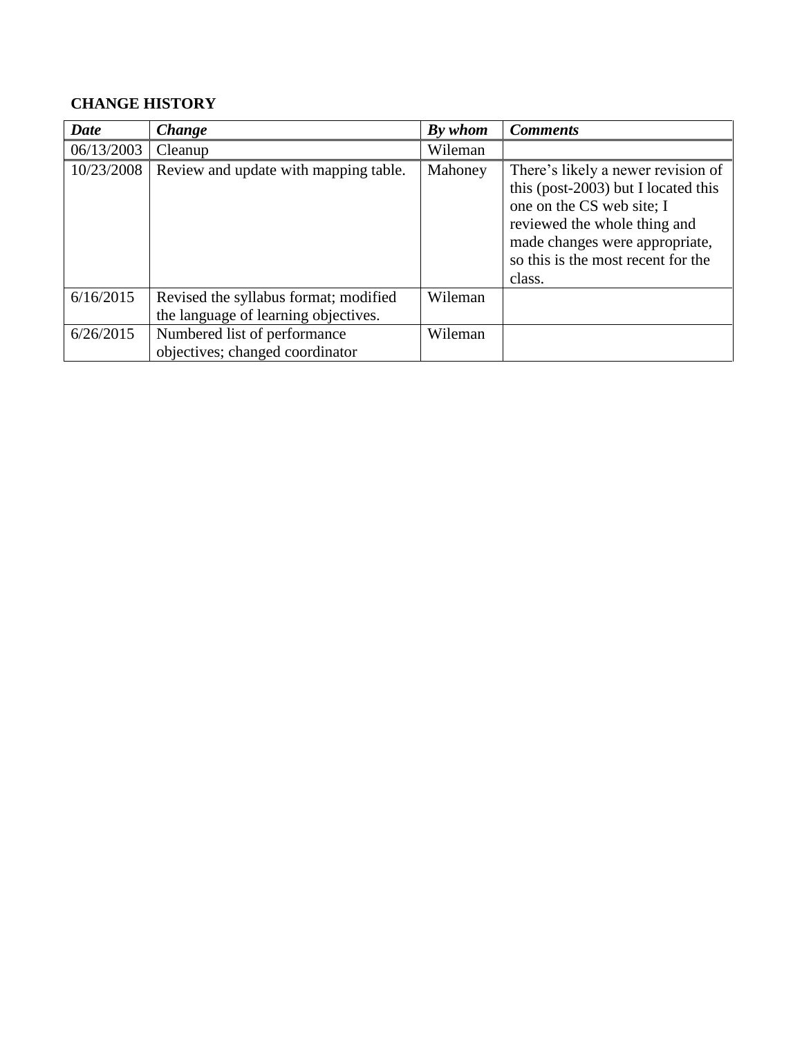**CHANGE HISTORY**

| *Date* | *Change* | *By whom* | *Comments* |
| --- | --- | --- | --- |
| 06/13/2003 | Cleanup | Wileman | |
| 10/23/2008 | Review and update with mapping table. | Mahoney | There's likely a newer revision of this (post-2003) but I located this one on the CS web site; I reviewed the whole thing and made changes were appropriate, so this is the most recent for the class. |
| 6/16/2015 | Revised the syllabus format; modified the language of learning objectives. | Wileman | |
| 6/26/2015 | Numbered list of performance objectives; changed coordinator | Wileman | |